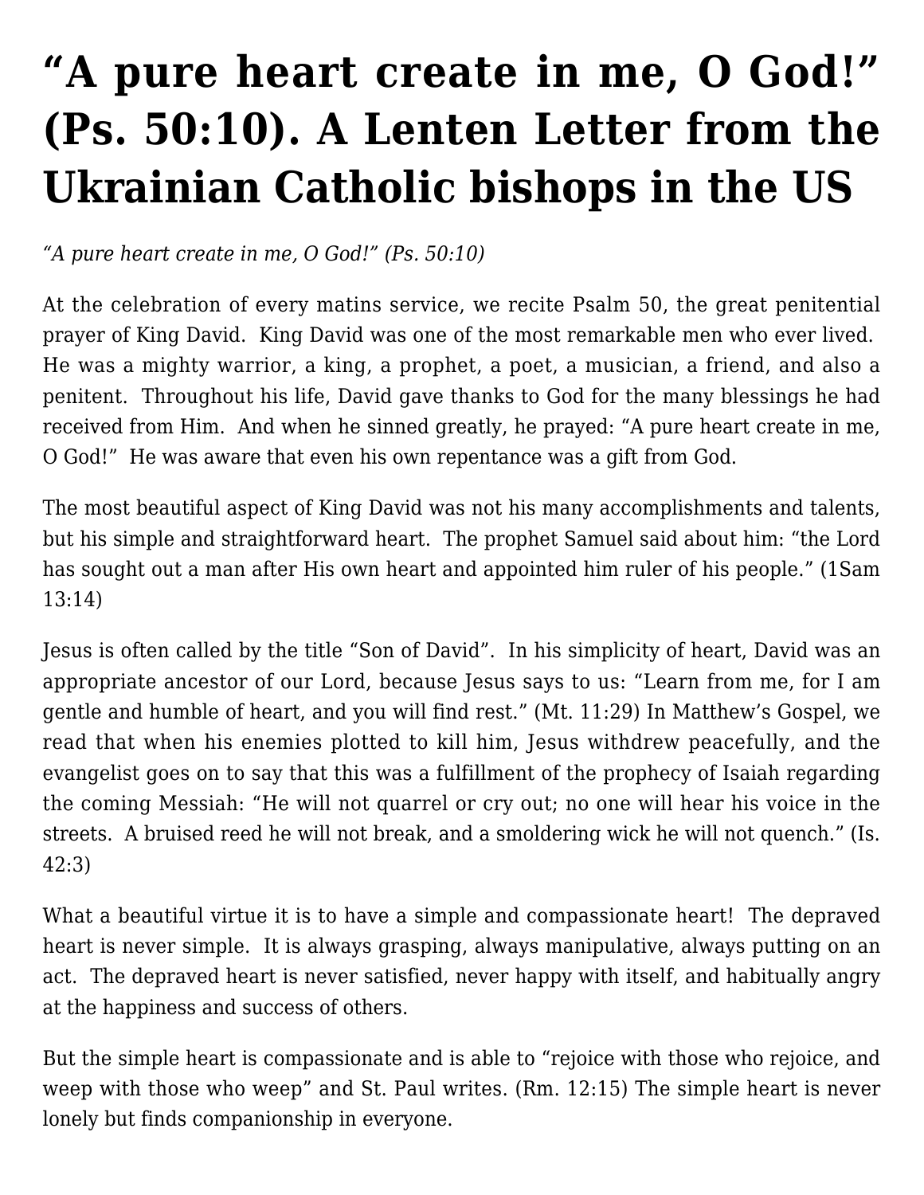# “A pure heart create in me, O God!” (Ps. 50:10). A Lenten Letter from the Ukrainian Catholic bishops in the US

*“A pure heart create in me, O God!” (Ps. 50:10)*

At the celebration of every matins service, we recite Psalm 50, the great penitential prayer of King David. King David was one of the most remarkable men who ever lived. He was a mighty warrior, a king, a prophet, a poet, a musician, a friend, and also a penitent. Throughout his life, David gave thanks to God for the many blessings he had received from Him. And when he sinned greatly, he prayed: “A pure heart create in me, O God!” He was aware that even his own repentance was a gift from God.

The most beautiful aspect of King David was not his many accomplishments and talents, but his simple and straightforward heart. The prophet Samuel said about him: “the Lord has sought out a man after His own heart and appointed him ruler of his people.” (1Sam 13:14)

Jesus is often called by the title “Son of David”. In his simplicity of heart, David was an appropriate ancestor of our Lord, because Jesus says to us: “Learn from me, for I am gentle and humble of heart, and you will find rest.” (Mt. 11:29) In Matthew’s Gospel, we read that when his enemies plotted to kill him, Jesus withdrew peacefully, and the evangelist goes on to say that this was a fulfillment of the prophecy of Isaiah regarding the coming Messiah: “He will not quarrel or cry out; no one will hear his voice in the streets. A bruised reed he will not break, and a smoldering wick he will not quench.” (Is. 42:3)

What a beautiful virtue it is to have a simple and compassionate heart! The depraved heart is never simple. It is always grasping, always manipulative, always putting on an act. The depraved heart is never satisfied, never happy with itself, and habitually angry at the happiness and success of others.

But the simple heart is compassionate and is able to “rejoice with those who rejoice, and weep with those who weep” and St. Paul writes. (Rm. 12:15) The simple heart is never lonely but finds companionship in everyone.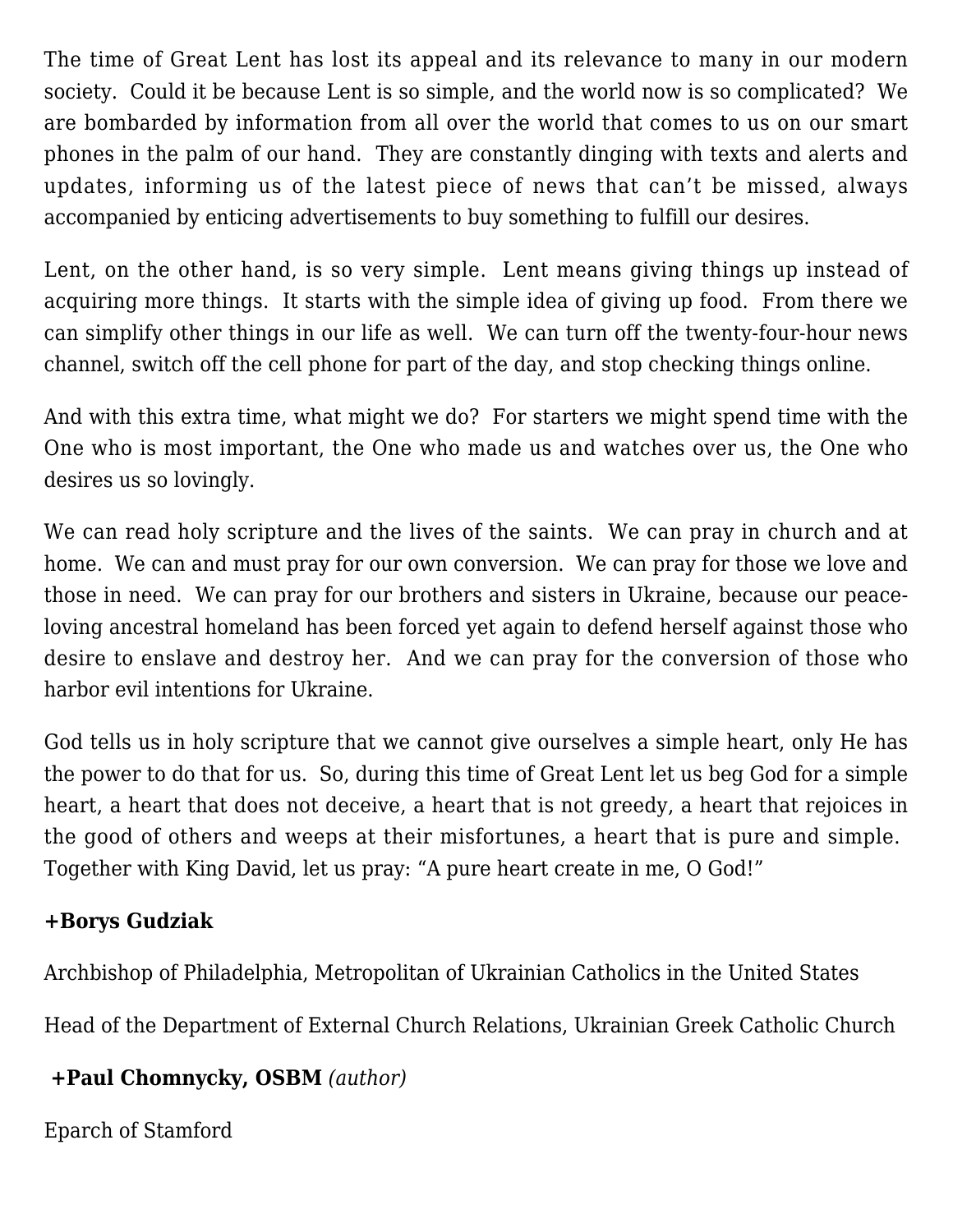The time of Great Lent has lost its appeal and its relevance to many in our modern society. Could it be because Lent is so simple, and the world now is so complicated? We are bombarded by information from all over the world that comes to us on our smart phones in the palm of our hand. They are constantly dinging with texts and alerts and updates, informing us of the latest piece of news that can't be missed, always accompanied by enticing advertisements to buy something to fulfill our desires.

Lent, on the other hand, is so very simple. Lent means giving things up instead of acquiring more things. It starts with the simple idea of giving up food. From there we can simplify other things in our life as well. We can turn off the twenty-four-hour news channel, switch off the cell phone for part of the day, and stop checking things online.

And with this extra time, what might we do? For starters we might spend time with the One who is most important, the One who made us and watches over us, the One who desires us so lovingly.

We can read holy scripture and the lives of the saints. We can pray in church and at home. We can and must pray for our own conversion. We can pray for those we love and those in need. We can pray for our brothers and sisters in Ukraine, because our peace-loving ancestral homeland has been forced yet again to defend herself against those who desire to enslave and destroy her. And we can pray for the conversion of those who harbor evil intentions for Ukraine.

God tells us in holy scripture that we cannot give ourselves a simple heart, only He has the power to do that for us. So, during this time of Great Lent let us beg God for a simple heart, a heart that does not deceive, a heart that is not greedy, a heart that rejoices in the good of others and weeps at their misfortunes, a heart that is pure and simple. Together with King David, let us pray: "A pure heart create in me, O God!"

**+Borys Gudziak**

Archbishop of Philadelphia, Metropolitan of Ukrainian Catholics in the United States

Head of the Department of External Church Relations, Ukrainian Greek Catholic Church

**+Paul Chomnycky, OSBM** *(author)*

Eparch of Stamford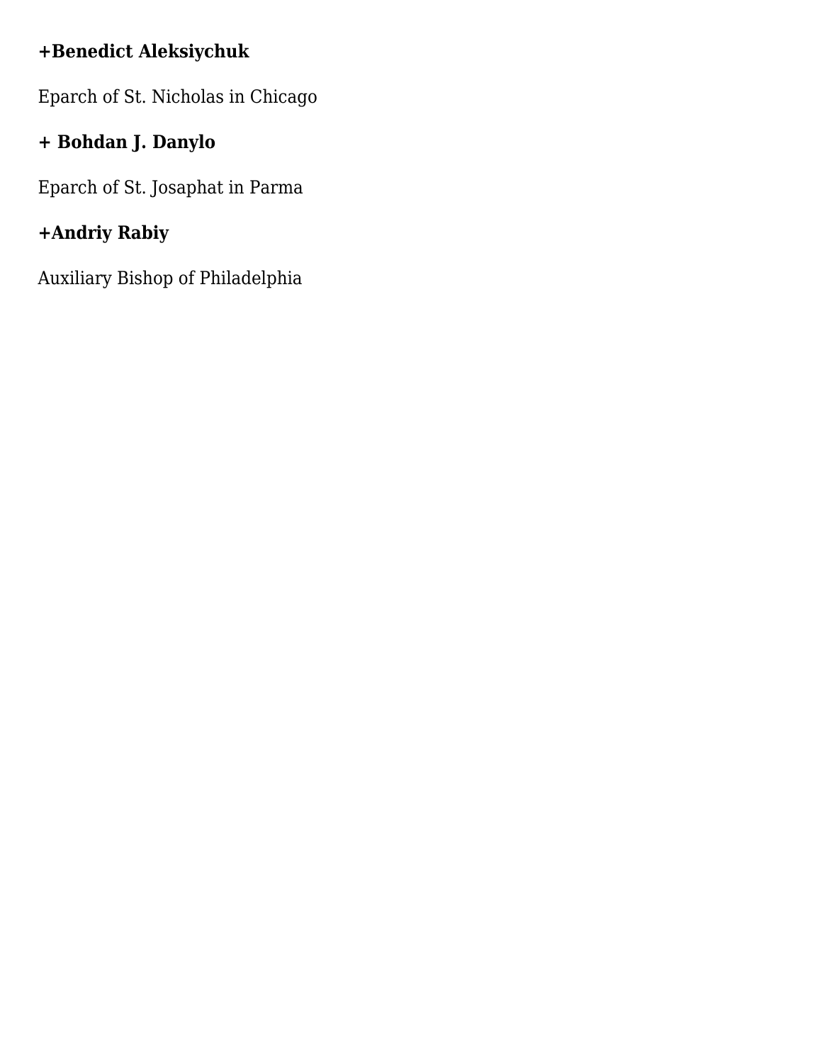**+Benedict Aleksiychuk**

Eparch of St. Nicholas in Chicago

**+ Bohdan J. Danylo**

Eparch of St. Josaphat in Parma

**+Andriy Rabiy**

Auxiliary Bishop of Philadelphia